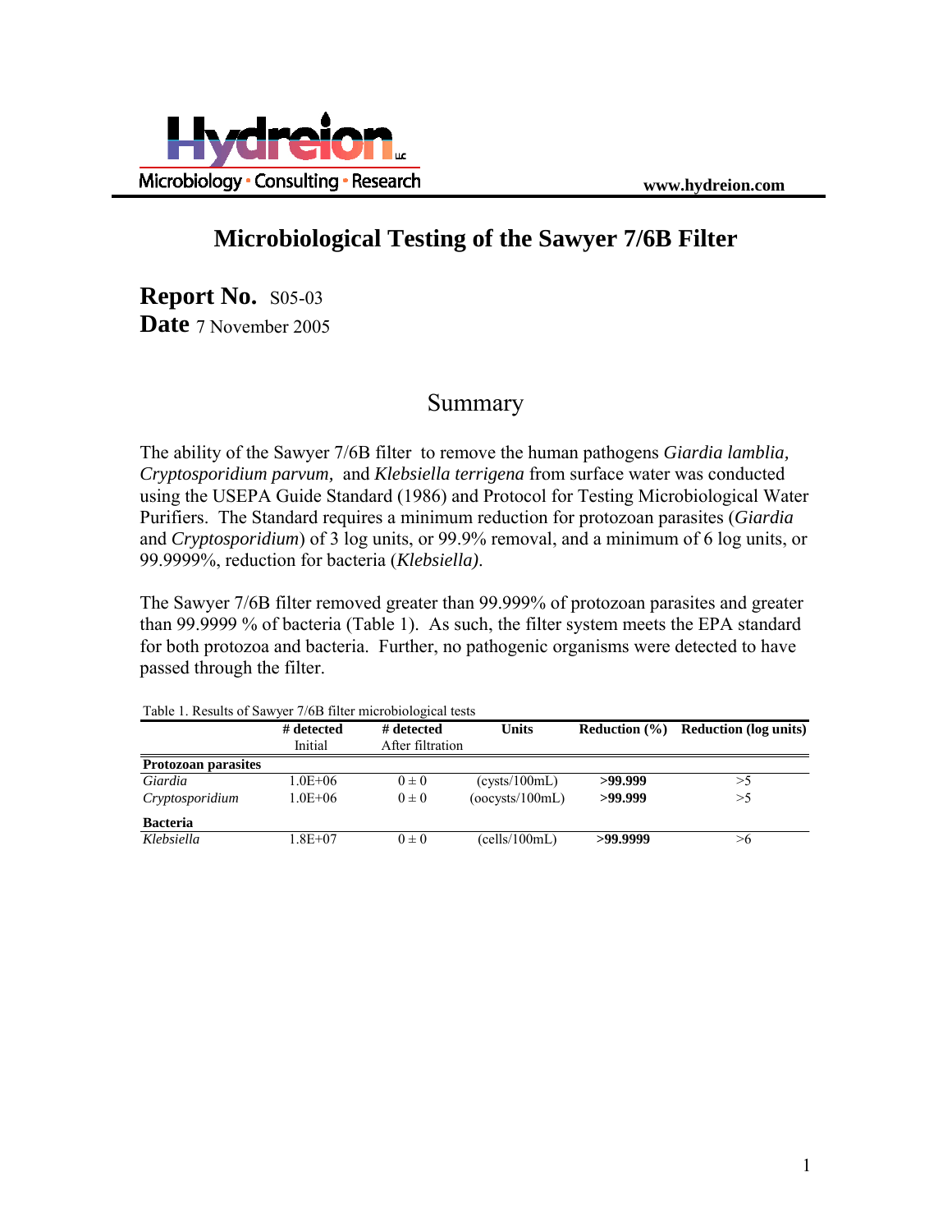Hydreion LLC

Microbiology · Consulting · Research

www.hydreion.com

# Microbiological Testing of the Sawyer 7/6B Filter

**Report No.** S05-03
**Date** 7 November 2005

## Summary

The ability of the Sawyer 7/6B filter to remove the human pathogens *Giardia lamblia, Cryptosporidium parvum,* and *Klebsiella terrigena* from surface water was conducted using the USEPA Guide Standard (1986) and Protocol for Testing Microbiological Water Purifiers. The Standard requires a minimum reduction for protozoan parasites (*Giardia* and *Cryptosporidium*) of 3 log units, or 99.9% removal, and a minimum of 6 log units, or 99.9999%, reduction for bacteria (*Klebsiella).*

The Sawyer 7/6B filter removed greater than 99.999% of protozoan parasites and greater than 99.9999 % of bacteria (Table 1). As such, the filter system meets the EPA standard for both protozoa and bacteria. Further, no pathogenic organisms were detected to have passed through the filter.

Table 1. Results of Sawyer 7/6B filter microbiological tests

| | **# detected** Initial | **# detected** After filtration | **Units** | **Reduction (%)** | **Reduction (log units)** |
|---|---|---|---|---|---|
| **Protozoan parasites** | | | | | |
| *Giardia* | 1.0E+06 | 0 ± 0 | (cysts/100mL) | **>99.999** | >5 |
| *Cryptosporidium* | 1.0E+06 | 0 ± 0 | (oocysts/100mL) | **>99.999** | >5 |
| **Bacteria** | | | | | |
| *Klebsiella* | 1.8E+07 | 0 ± 0 | (cells/100mL) | **>99.9999** | >6 |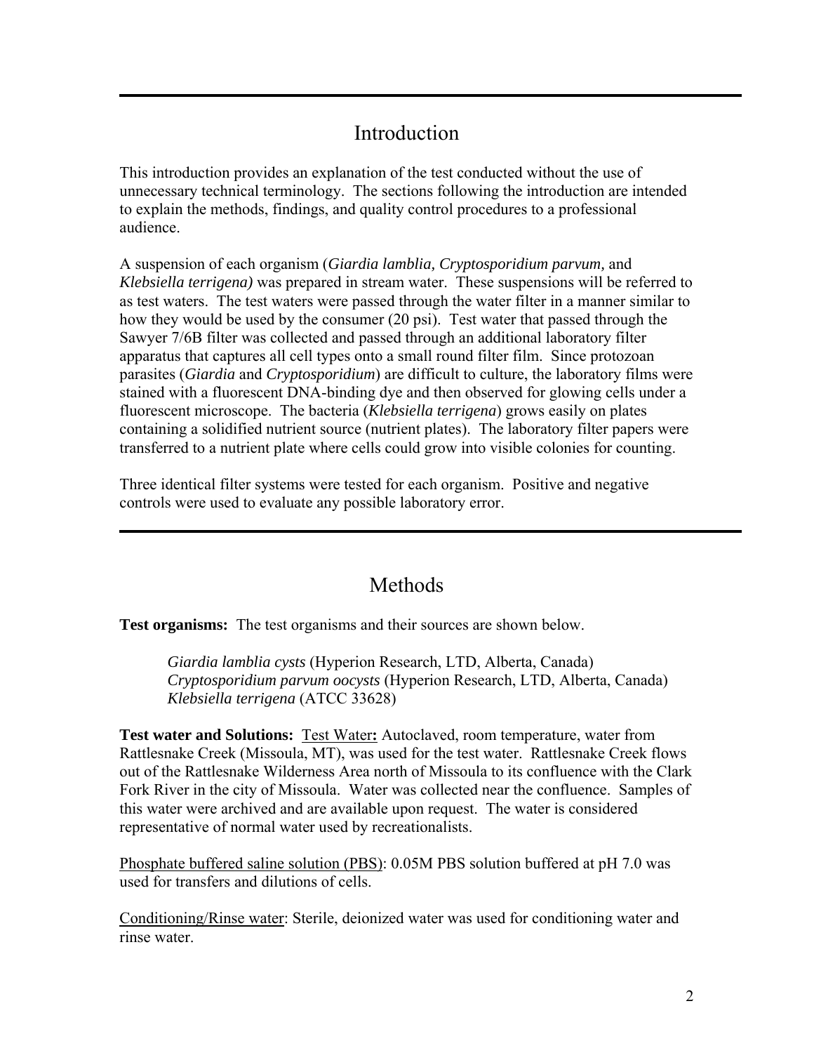# Introduction

This introduction provides an explanation of the test conducted without the use of unnecessary technical terminology. The sections following the introduction are intended to explain the methods, findings, and quality control procedures to a professional audience.

A suspension of each organism (*Giardia lamblia, Cryptosporidium parvum,* and *Klebsiella terrigena)* was prepared in stream water. These suspensions will be referred to as test waters. The test waters were passed through the water filter in a manner similar to how they would be used by the consumer (20 psi). Test water that passed through the Sawyer 7/6B filter was collected and passed through an additional laboratory filter apparatus that captures all cell types onto a small round filter film. Since protozoan parasites (*Giardia* and *Cryptosporidium*) are difficult to culture, the laboratory films were stained with a fluorescent DNA-binding dye and then observed for glowing cells under a fluorescent microscope. The bacteria (*Klebsiella terrigena*) grows easily on plates containing a solidified nutrient source (nutrient plates). The laboratory filter papers were transferred to a nutrient plate where cells could grow into visible colonies for counting.

Three identical filter systems were tested for each organism. Positive and negative controls were used to evaluate any possible laboratory error.

# Methods

**Test organisms:** The test organisms and their sources are shown below.

*Giardia lamblia cysts* (Hyperion Research, LTD, Alberta, Canada)
*Cryptosporidium parvum oocysts* (Hyperion Research, LTD, Alberta, Canada)
*Klebsiella terrigena* (ATCC 33628)

**Test water and Solutions:** Test Water**:** Autoclaved, room temperature, water from Rattlesnake Creek (Missoula, MT), was used for the test water. Rattlesnake Creek flows out of the Rattlesnake Wilderness Area north of Missoula to its confluence with the Clark Fork River in the city of Missoula. Water was collected near the confluence. Samples of this water were archived and are available upon request. The water is considered representative of normal water used by recreationalists.

Phosphate buffered saline solution (PBS): 0.05M PBS solution buffered at pH 7.0 was used for transfers and dilutions of cells.

Conditioning/Rinse water: Sterile, deionized water was used for conditioning water and rinse water.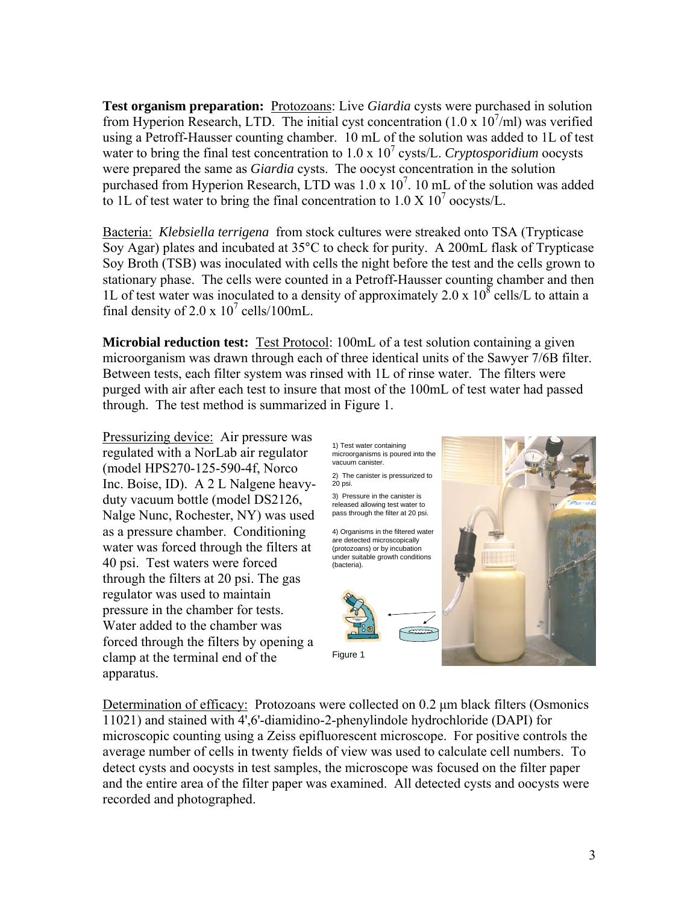**Test organism preparation:** Protozoans: Live *Giardia* cysts were purchased in solution from Hyperion Research, LTD. The initial cyst concentration ($1.0 \times 10^7$/ml) was verified using a Petroff-Hausser counting chamber. 10 mL of the solution was added to 1L of test water to bring the final test concentration to $1.0 \times 10^7$ cysts/L. *Cryptosporidium* oocysts were prepared the same as *Giardia* cysts. The oocyst concentration in the solution purchased from Hyperion Research, LTD was $1.0 \times 10^7$. 10 mL of the solution was added to 1L of test water to bring the final concentration to $1.0 \times 10^7$ oocysts/L.

Bacteria: *Klebsiella terrigena* from stock cultures were streaked onto TSA (Trypticase Soy Agar) plates and incubated at 35°C to check for purity. A 200mL flask of Trypticase Soy Broth (TSB) was inoculated with cells the night before the test and the cells grown to stationary phase. The cells were counted in a Petroff-Hausser counting chamber and then 1L of test water was inoculated to a density of approximately $2.0 \times 10^8$ cells/L to attain a final density of $2.0 \times 10^7$ cells/100mL.

**Microbial reduction test:** Test Protocol: 100mL of a test solution containing a given microorganism was drawn through each of three identical units of the Sawyer 7/6B filter. Between tests, each filter system was rinsed with 1L of rinse water. The filters were purged with air after each test to insure that most of the 100mL of test water had passed through. The test method is summarized in Figure 1.

Pressurizing device: Air pressure was regulated with a NorLab air regulator (model HPS270-125-590-4f, Norco Inc. Boise, ID). A 2 L Nalgene heavy-duty vacuum bottle (model DS2126, Nalge Nunc, Rochester, NY) was used as a pressure chamber. Conditioning water was forced through the filters at 40 psi. Test waters were forced through the filters at 20 psi. The gas regulator was used to maintain pressure in the chamber for tests. Water added to the chamber was forced through the filters by opening a clamp at the terminal end of the apparatus.

1) Test water containing microorganisms is poured into the vacuum canister.

2) The canister is pressurized to 20 psi.

3) Pressure in the canister is released allowing test water to pass through the filter at 20 psi.

4) Organisms in the filtered water are detected microscopically (protozoans) or by incubation under suitable growth conditions (bacteria).

Figure 1

Determination of efficacy: Protozoans were collected on 0.2 μm black filters (Osmonics 11021) and stained with 4',6'-diamidino-2-phenylindole hydrochloride (DAPI) for microscopic counting using a Zeiss epifluorescent microscope. For positive controls the average number of cells in twenty fields of view was used to calculate cell numbers. To detect cysts and oocysts in test samples, the microscope was focused on the filter paper and the entire area of the filter paper was examined. All detected cysts and oocysts were recorded and photographed.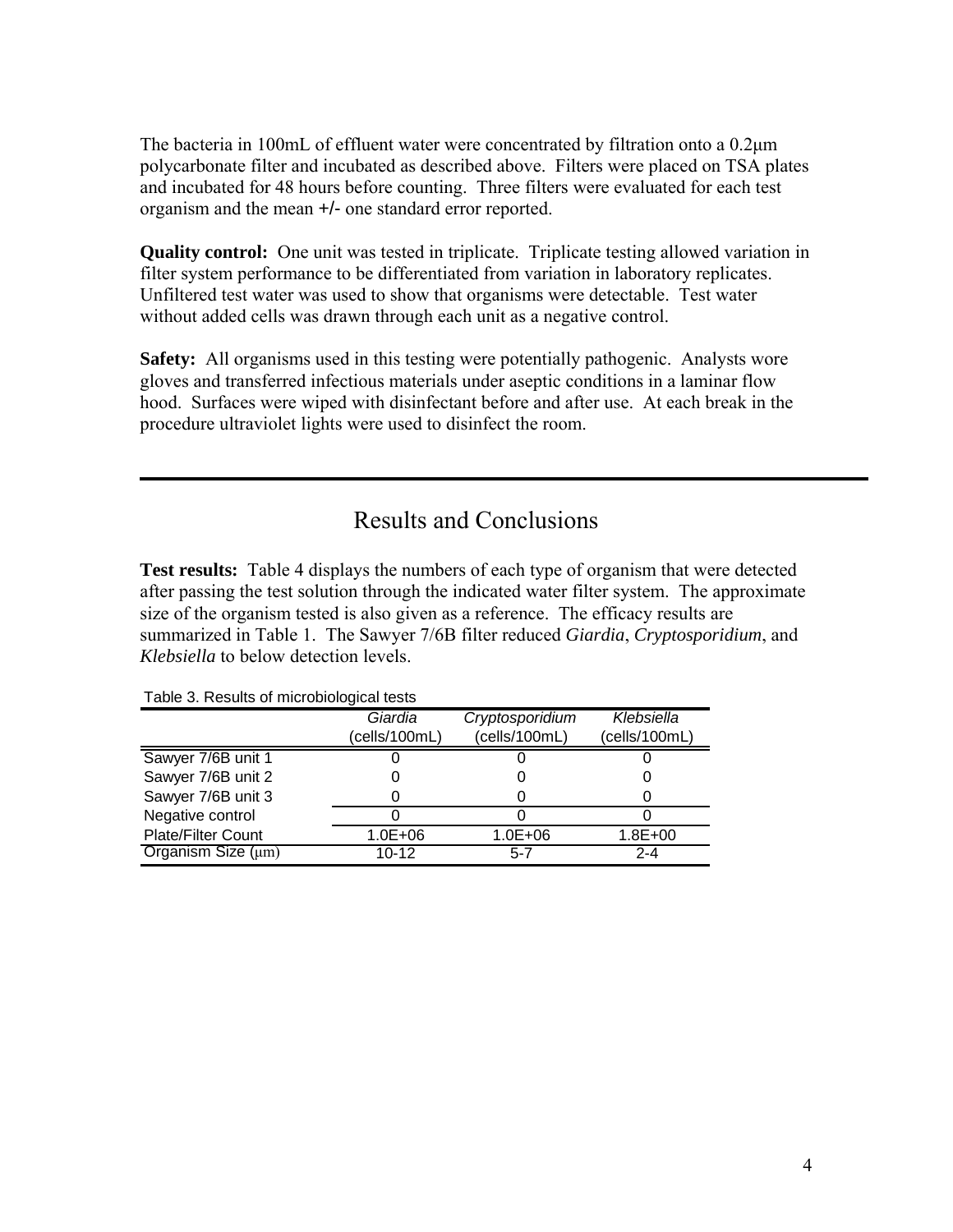The bacteria in 100mL of effluent water were concentrated by filtration onto a 0.2μm polycarbonate filter and incubated as described above. Filters were placed on TSA plates and incubated for 48 hours before counting. Three filters were evaluated for each test organism and the mean +/- one standard error reported.

**Quality control:** One unit was tested in triplicate. Triplicate testing allowed variation in filter system performance to be differentiated from variation in laboratory replicates. Unfiltered test water was used to show that organisms were detectable. Test water without added cells was drawn through each unit as a negative control.

**Safety:** All organisms used in this testing were potentially pathogenic. Analysts wore gloves and transferred infectious materials under aseptic conditions in a laminar flow hood. Surfaces were wiped with disinfectant before and after use. At each break in the procedure ultraviolet lights were used to disinfect the room.

---

# Results and Conclusions

**Test results:** Table 4 displays the numbers of each type of organism that were detected after passing the test solution through the indicated water filter system. The approximate size of the organism tested is also given as a reference. The efficacy results are summarized in Table 1. The Sawyer 7/6B filter reduced *Giardia*, *Cryptosporidium*, and *Klebsiella* to below detection levels.

Table 3. Results of microbiological tests

| | *Giardia* (cells/100mL) | *Cryptosporidium* (cells/100mL) | *Klebsiella* (cells/100mL) |
|---|---|---|---|
| Sawyer 7/6B unit 1 | 0 | 0 | 0 |
| Sawyer 7/6B unit 2 | 0 | 0 | 0 |
| Sawyer 7/6B unit 3 | 0 | 0 | 0 |
| Negative control | 0 | 0 | 0 |
| Plate/Filter Count | 1.0E+06 | 1.0E+06 | 1.8E+00 |
| Organism Size (μm) | 10-12 | 5-7 | 2-4 |